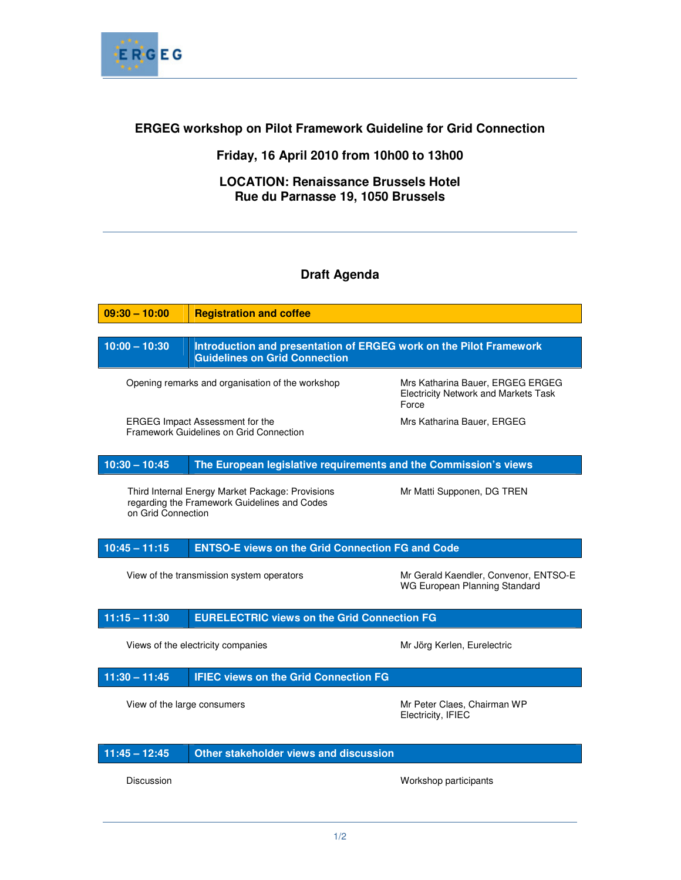# ERGEG workshop on Pilot Framework Guideline for Grid Connection

## Friday, 16 April 2010 from 10h00 to 13h00

## LOCATION: Renaissance Brussels Hotel
## Rue du Parnasse 19, 1050 Brussels

---

## Draft Agenda

| 09:30 – 10:00 | **Registration and coffee** |
|---|---|

| 10:00 – 10:30 | **Introduction and presentation of ERGEG work on the Pilot Framework Guidelines on Grid Connection** |
|---|---|
| Opening remarks and organisation of the workshop | Mrs Katharina Bauer, ERGEG ERGEG Electricity Network and Markets Task Force |
| ERGEG Impact Assessment for the Framework Guidelines on Grid Connection | Mrs Katharina Bauer, ERGEG |

| 10:30 – 10:45 | **The European legislative requirements and the Commission's views** |
|---|---|
| Third Internal Energy Market Package: Provisions regarding the Framework Guidelines and Codes on Grid Connection | Mr Matti Supponen, DG TREN |

| 10:45 – 11:15 | **ENTSO-E views on the Grid Connection FG and Code** |
|---|---|
| View of the transmission system operators | Mr Gerald Kaendler, Convenor, ENTSO-E WG European Planning Standard |

| 11:15 – 11:30 | **EURELECTRIC views on the Grid Connection FG** |
|---|---|
| Views of the electricity companies | Mr Jörg Kerlen, Eurelectric |

| 11:30 – 11:45 | **IFIEC views on the Grid Connection FG** |
|---|---|
| View of the large consumers | Mr Peter Claes, Chairman WP Electricity, IFIEC |

| 11:45 – 12:45 | **Other stakeholder views and discussion** |
|---|---|
| Discussion | Workshop participants |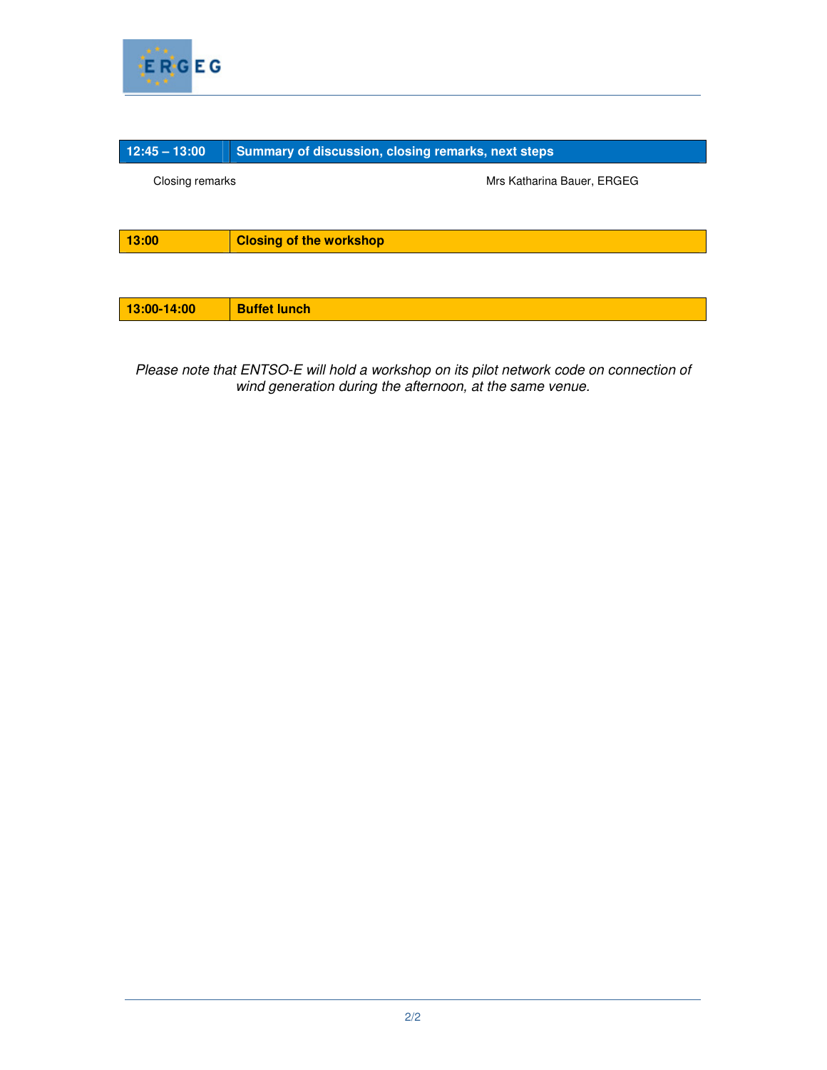| | |
|---|---|
| **12:45 – 13:00** | **Summary of discussion, closing remarks, next steps** |
| Closing remarks | Mrs Katharina Bauer, ERGEG |

| | |
|---|---|
| **13:00** | **Closing of the workshop** |

| | |
|---|---|
| **13:00-14:00** | **Buffet lunch** |

*Please note that ENTSO-E will hold a workshop on its pilot network code on connection of wind generation during the afternoon, at the same venue.*